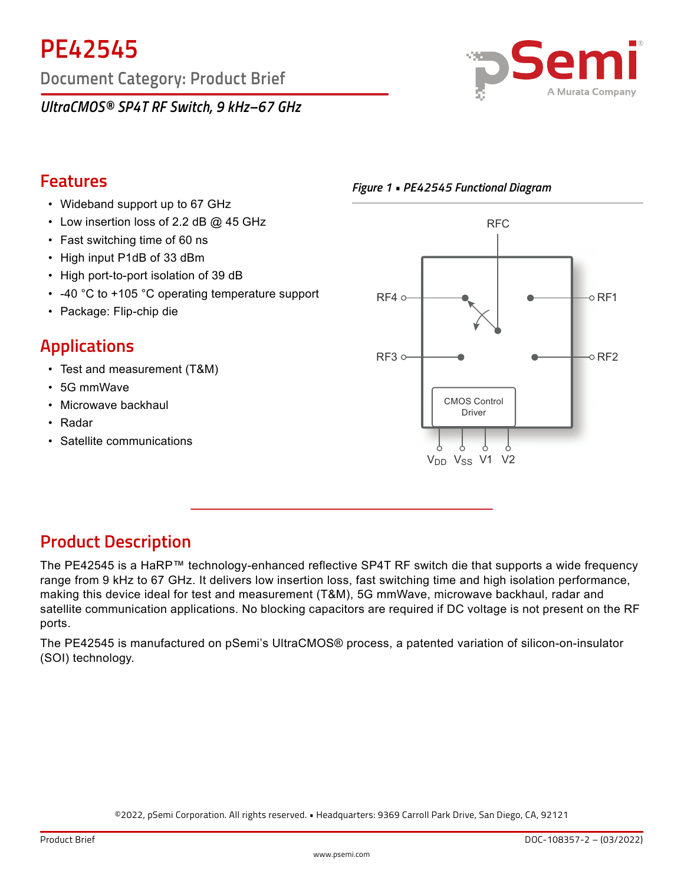# PE42545

Document Category: Product Brief

*UltraCMOS® SP4T RF Switch, 9 kHz–67 GHz*

## Features

- Wideband support up to 67 GHz
- Low insertion loss of 2.2 dB @ 45 GHz
- Fast switching time of 60 ns
- High input P1dB of 33 dBm
- High port-to-port isolation of 39 dB
- -40 °C to +105 °C operating temperature support
- Package: Flip-chip die

## Applications

- Test and measurement (T&M)
- 5G mmWave
- Microwave backhaul
- Radar
- Satellite communications

*Figure 1 ▪ PE42545 Functional Diagram*

RFC, RF1, RF2, RF3, RF4, CMOS Control Driver, $V_{DD}$, $V_{SS}$, V1, V2

## Product Description

The PE42545 is a HaRP™ technology-enhanced reflective SP4T RF switch die that supports a wide frequency range from 9 kHz to 67 GHz. It delivers low insertion loss, fast switching time and high isolation performance, making this device ideal for test and measurement (T&M), 5G mmWave, microwave backhaul, radar and satellite communication applications. No blocking capacitors are required if DC voltage is not present on the RF ports.

The PE42545 is manufactured on pSemi's UltraCMOS® process, a patented variation of silicon-on-insulator (SOI) technology.

©2022, pSemi Corporation. All rights reserved. ▪ Headquarters: 9369 Carroll Park Drive, San Diego, CA, 92121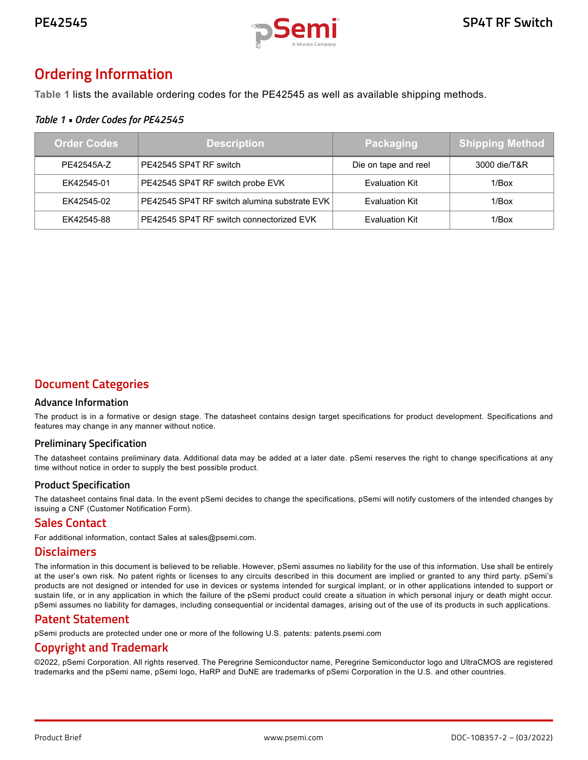## Ordering Information

**Table 1** lists the available ordering codes for the PE42545 as well as available shipping methods.

*Table 1 ▪ Order Codes for PE42545*

| Order Codes | Description | Packaging | Shipping Method |
|---|---|---|---|
| PE42545A-Z | PE42545 SP4T RF switch | Die on tape and reel | 3000 die/T&R |
| EK42545-01 | PE42545 SP4T RF switch probe EVK | Evaluation Kit | 1/Box |
| EK42545-02 | PE42545 SP4T RF switch alumina substrate EVK | Evaluation Kit | 1/Box |
| EK42545-88 | PE42545 SP4T RF switch connectorized EVK | Evaluation Kit | 1/Box |

## Document Categories

### Advance Information

The product is in a formative or design stage. The datasheet contains design target specifications for product development. Specifications and features may change in any manner without notice.

### Preliminary Specification

The datasheet contains preliminary data. Additional data may be added at a later date. pSemi reserves the right to change specifications at any time without notice in order to supply the best possible product.

### Product Specification

The datasheet contains final data. In the event pSemi decides to change the specifications, pSemi will notify customers of the intended changes by issuing a CNF (Customer Notification Form).

## Sales Contact

For additional information, contact Sales at sales@psemi.com.

## Disclaimers

The information in this document is believed to be reliable. However, pSemi assumes no liability for the use of this information. Use shall be entirely at the user's own risk. No patent rights or licenses to any circuits described in this document are implied or granted to any third party. pSemi's products are not designed or intended for use in devices or systems intended for surgical implant, or in other applications intended to support or sustain life, or in any application in which the failure of the pSemi product could create a situation in which personal injury or death might occur. pSemi assumes no liability for damages, including consequential or incidental damages, arising out of the use of its products in such applications.

## Patent Statement

pSemi products are protected under one or more of the following U.S. patents: patents.psemi.com

## Copyright and Trademark

©2022, pSemi Corporation. All rights reserved. The Peregrine Semiconductor name, Peregrine Semiconductor logo and UltraCMOS are registered trademarks and the pSemi name, pSemi logo, HaRP and DuNE are trademarks of pSemi Corporation in the U.S. and other countries.